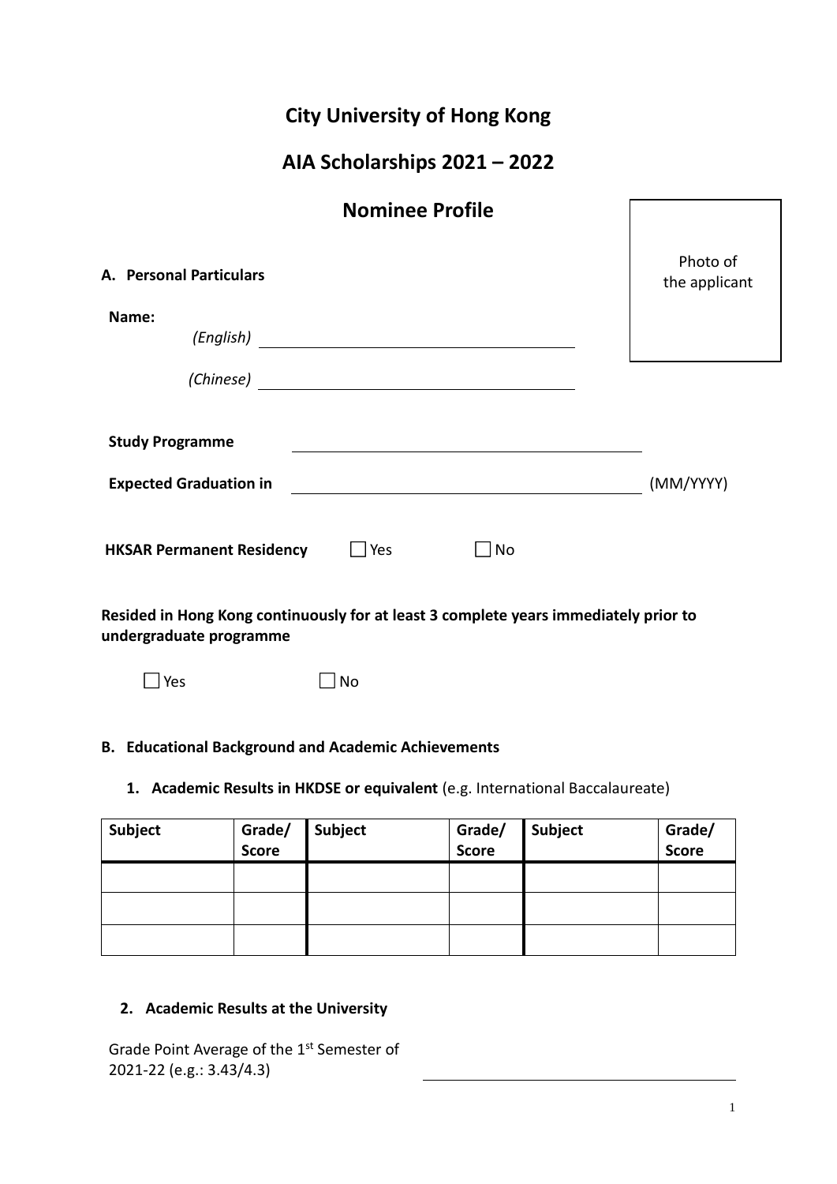# City University of Hong Kong

## AIA Scholarships 2021 – 2022

## Nominee Profile

Photo of the applicant

### A. Personal Particulars

**Name:**

*(English)* ____________________

*(Chinese)* ____________________

**Study Programme** ____________________

**Expected Graduation in** ____________________ (MM/YYYY)

**HKSAR Permanent Residency** ☐ Yes ☐ No

**Resided in Hong Kong continuously for at least 3 complete years immediately prior to undergraduate programme**

☐ Yes ☐ No

### B. Educational Background and Academic Achievements

**1. Academic Results in HKDSE or equivalent** (e.g. International Baccalaureate)

| Subject | Grade/ Score | Subject | Grade/ Score | Subject | Grade/ Score |
|---|---|---|---|---|---|
| | | | | | |
| | | | | | |
| | | | | | |

**2. Academic Results at the University**

Grade Point Average of the 1st Semester of 2021-22 (e.g.: 3.43/4.3) ____________________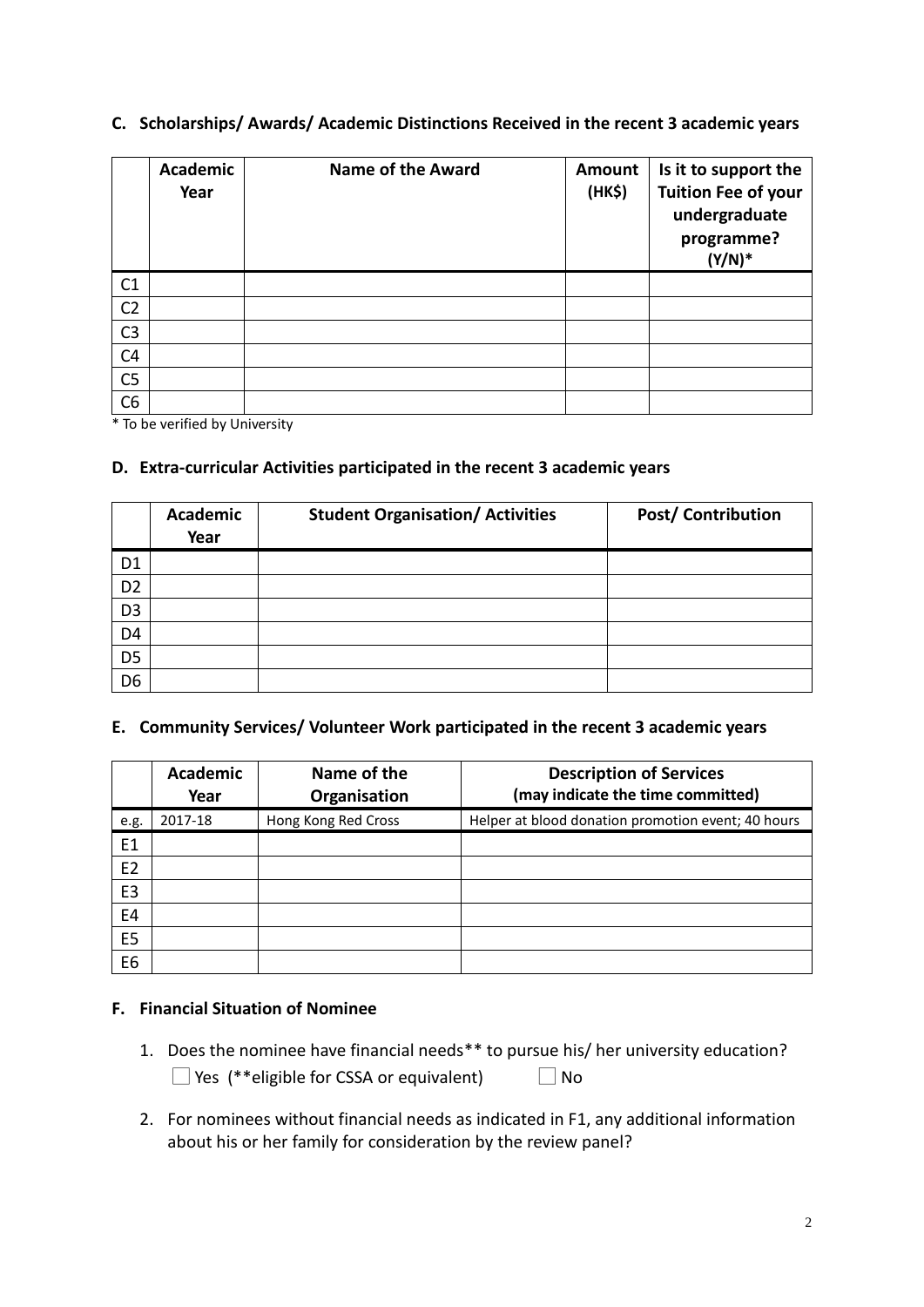## C. Scholarships/ Awards/ Academic Distinctions Received in the recent 3 academic years

| | Academic Year | Name of the Award | Amount (HK$) | Is it to support the Tuition Fee of your undergraduate programme? (Y/N)* |
|---|---|---|---|---|
| C1 | | | | |
| C2 | | | | |
| C3 | | | | |
| C4 | | | | |
| C5 | | | | |
| C6 | | | | |

* To be verified by University

## D. Extra-curricular Activities participated in the recent 3 academic years

| | Academic Year | Student Organisation/ Activities | Post/ Contribution |
|---|---|---|---|
| D1 | | | |
| D2 | | | |
| D3 | | | |
| D4 | | | |
| D5 | | | |
| D6 | | | |

## E. Community Services/ Volunteer Work participated in the recent 3 academic years

| | Academic Year | Name of the Organisation | Description of Services (may indicate the time committed) |
|---|---|---|---|
| e.g. | 2017-18 | Hong Kong Red Cross | Helper at blood donation promotion event; 40 hours |
| E1 | | | |
| E2 | | | |
| E3 | | | |
| E4 | | | |
| E5 | | | |
| E6 | | | |

## F. Financial Situation of Nominee

1. Does the nominee have financial needs** to pursue his/ her university education?
   ☐ Yes (**eligible for CSSA or equivalent) ☐ No

2. For nominees without financial needs as indicated in F1, any additional information about his or her family for consideration by the review panel?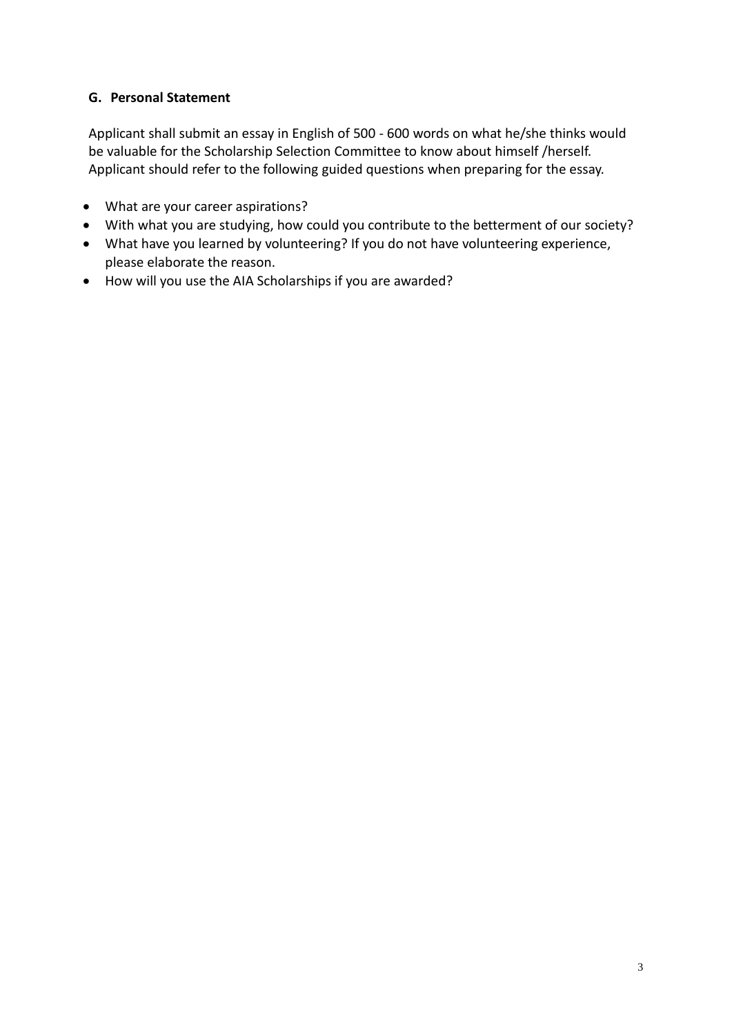## G. Personal Statement

Applicant shall submit an essay in English of 500 - 600 words on what he/she thinks would be valuable for the Scholarship Selection Committee to know about himself /herself. Applicant should refer to the following guided questions when preparing for the essay.

- What are your career aspirations?
- With what you are studying, how could you contribute to the betterment of our society?
- What have you learned by volunteering? If you do not have volunteering experience, please elaborate the reason.
- How will you use the AIA Scholarships if you are awarded?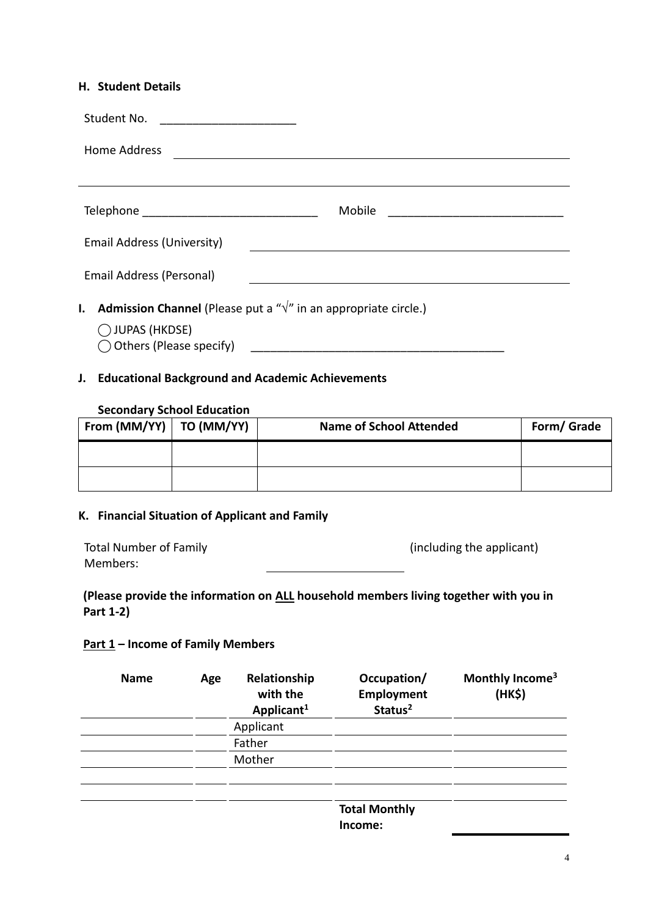### H. Student Details

Student No. ____________________

Home Address ____________________________________________

____________________________________________

Telephone __________________________ Mobile __________________________

Email Address (University) ____________________________________________

Email Address (Personal) ____________________________________________

### I. Admission Channel (Please put a "√" in an appropriate circle.)

◯ JUPAS (HKDSE)
◯ Others (Please specify) ______________________________________

### J. Educational Background and Academic Achievements

**Secondary School Education**

| From (MM/YY) | TO (MM/YY) | Name of School Attended | Form/ Grade |
|---|---|---|---|
| | | | |
| | | | |

### K. Financial Situation of Applicant and Family

Total Number of Family Members: ____________________ (including the applicant)

**(Please provide the information on ALL household members living together with you in Part 1-2)**

**Part 1 – Income of Family Members**

| Name | Age | Relationship with the Applicant[1] | Occupation/ Employment Status[2] | Monthly Income[3] (HK$) |
|---|---|---|---|---|
| | | Applicant | | |
| | | Father | | |
| | | Mother | | |
| | | | | |
| | | | | |
| | | | **Total Monthly Income:** | |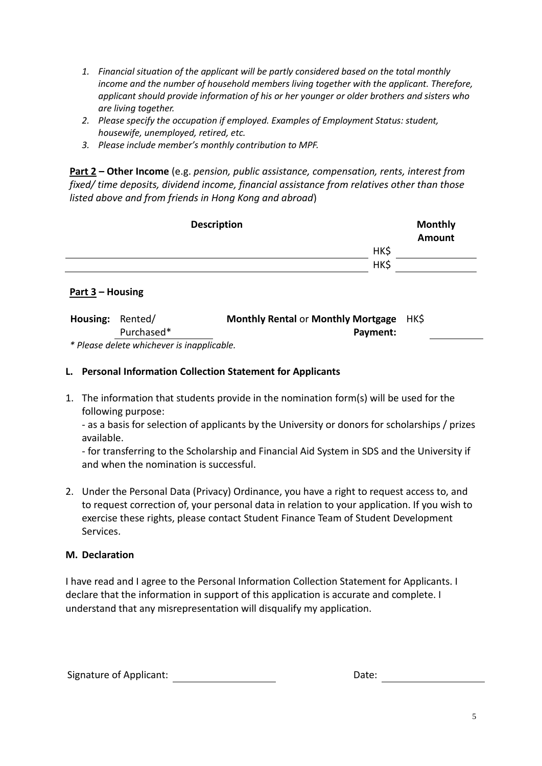1. *Financial situation of the applicant will be partly considered based on the total monthly income and the number of household members living together with the applicant. Therefore, applicant should provide information of his or her younger or older brothers and sisters who are living together.*
2. *Please specify the occupation if employed. Examples of Employment Status: student, housewife, unemployed, retired, etc.*
3. *Please include member's monthly contribution to MPF.*

**Part 2 – Other Income** (e.g. *pension, public assistance, compensation, rents, interest from fixed/ time deposits, dividend income, financial assistance from relatives other than those listed above and from friends in Hong Kong and abroad*)

| Description | Monthly Amount |
|---|---|
| | HK$ |
| | HK$ |

**Part 3 – Housing**

**Housing:** Rented/ Purchased* **Monthly Rental** or **Monthly Mortgage Payment:** HK$ \_\_\_\_\_\_\_\_\_\_

*\* Please delete whichever is inapplicable.*

### L. Personal Information Collection Statement for Applicants

1. The information that students provide in the nomination form(s) will be used for the following purpose:
   - as a basis for selection of applicants by the University or donors for scholarships / prizes available.
   - for transferring to the Scholarship and Financial Aid System in SDS and the University if and when the nomination is successful.

2. Under the Personal Data (Privacy) Ordinance, you have a right to request access to, and to request correction of, your personal data in relation to your application. If you wish to exercise these rights, please contact Student Finance Team of Student Development Services.

### M. Declaration

I have read and I agree to the Personal Information Collection Statement for Applicants. I declare that the information in support of this application is accurate and complete. I understand that any misrepresentation will disqualify my application.

Signature of Applicant: \_\_\_\_\_\_\_\_\_\_\_\_\_\_\_\_\_\_ Date: \_\_\_\_\_\_\_\_\_\_\_\_\_\_\_\_\_\_